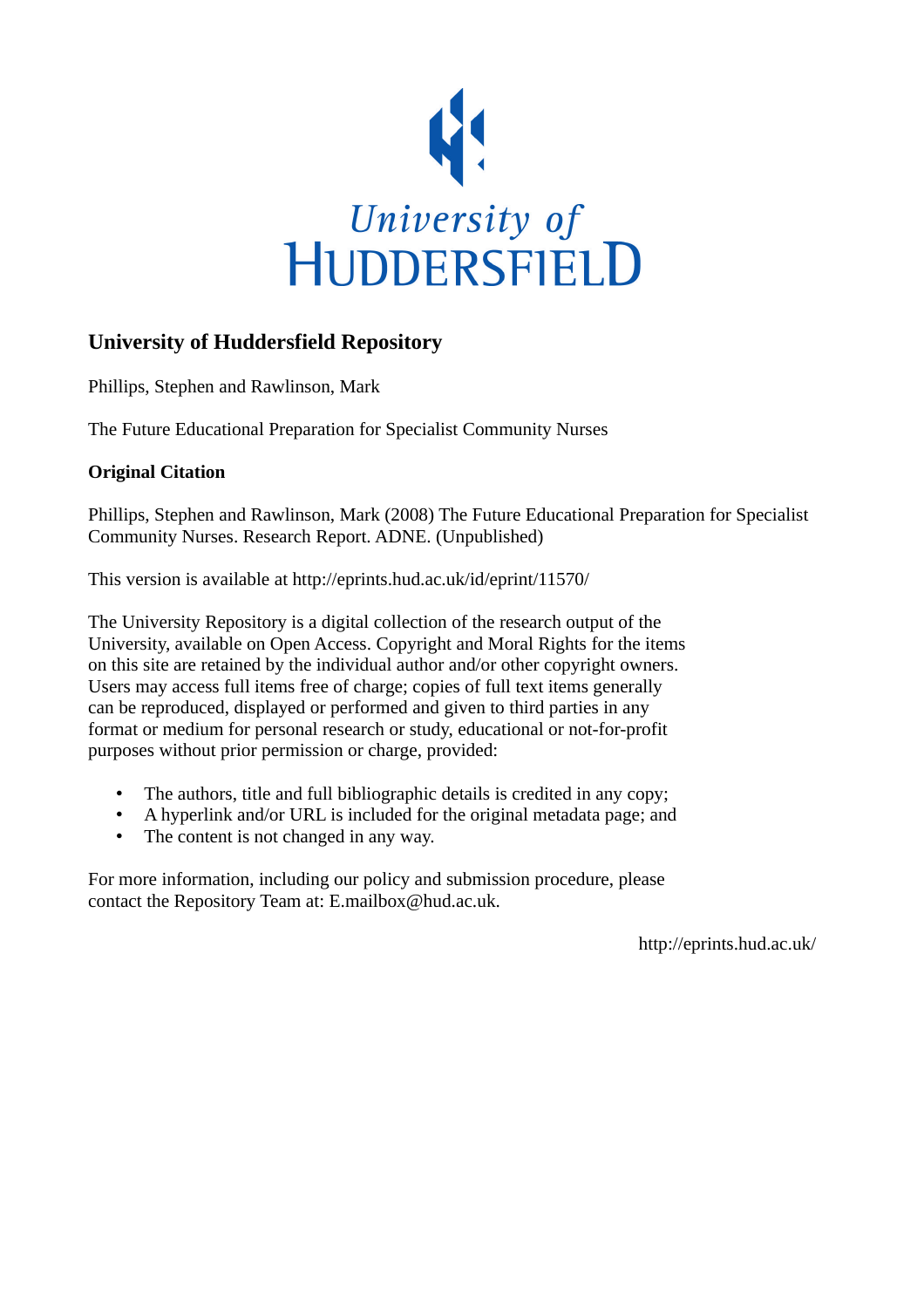University of
HUDDERSFIELD

## University of Huddersfield Repository

Phillips, Stephen and Rawlinson, Mark

The Future Educational Preparation for Specialist Community Nurses

### Original Citation

Phillips, Stephen and Rawlinson, Mark (2008) The Future Educational Preparation for Specialist Community Nurses. Research Report. ADNE. (Unpublished)

This version is available at http://eprints.hud.ac.uk/id/eprint/11570/

The University Repository is a digital collection of the research output of the University, available on Open Access. Copyright and Moral Rights for the items on this site are retained by the individual author and/or other copyright owners. Users may access full items free of charge; copies of full text items generally can be reproduced, displayed or performed and given to third parties in any format or medium for personal research or study, educational or not-for-profit purposes without prior permission or charge, provided:

- The authors, title and full bibliographic details is credited in any copy;
- A hyperlink and/or URL is included for the original metadata page; and
- The content is not changed in any way.

For more information, including our policy and submission procedure, please contact the Repository Team at: E.mailbox@hud.ac.uk.

http://eprints.hud.ac.uk/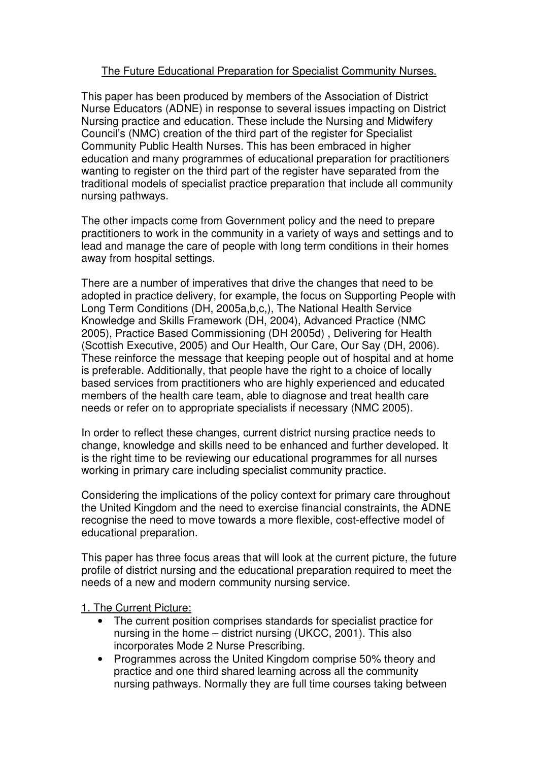# The Future Educational Preparation for Specialist Community Nurses.

This paper has been produced by members of the Association of District Nurse Educators (ADNE) in response to several issues impacting on District Nursing practice and education. These include the Nursing and Midwifery Council's (NMC) creation of the third part of the register for Specialist Community Public Health Nurses. This has been embraced in higher education and many programmes of educational preparation for practitioners wanting to register on the third part of the register have separated from the traditional models of specialist practice preparation that include all community nursing pathways.

The other impacts come from Government policy and the need to prepare practitioners to work in the community in a variety of ways and settings and to lead and manage the care of people with long term conditions in their homes away from hospital settings.

There are a number of imperatives that drive the changes that need to be adopted in practice delivery, for example, the focus on Supporting People with Long Term Conditions (DH, 2005a,b,c,), The National Health Service Knowledge and Skills Framework (DH, 2004), Advanced Practice (NMC 2005), Practice Based Commissioning (DH 2005d) , Delivering for Health (Scottish Executive, 2005) and Our Health, Our Care, Our Say (DH, 2006). These reinforce the message that keeping people out of hospital and at home is preferable. Additionally, that people have the right to a choice of locally based services from practitioners who are highly experienced and educated members of the health care team, able to diagnose and treat health care needs or refer on to appropriate specialists if necessary (NMC 2005).

In order to reflect these changes, current district nursing practice needs to change, knowledge and skills need to be enhanced and further developed. It is the right time to be reviewing our educational programmes for all nurses working in primary care including specialist community practice.

Considering the implications of the policy context for primary care throughout the United Kingdom and the need to exercise financial constraints, the ADNE recognise the need to move towards a more flexible, cost-effective model of educational preparation.

This paper has three focus areas that will look at the current picture, the future profile of district nursing and the educational preparation required to meet the needs of a new and modern community nursing service.

1. The Current Picture:

- The current position comprises standards for specialist practice for nursing in the home – district nursing (UKCC, 2001). This also incorporates Mode 2 Nurse Prescribing.
- Programmes across the United Kingdom comprise 50% theory and practice and one third shared learning across all the community nursing pathways. Normally they are full time courses taking between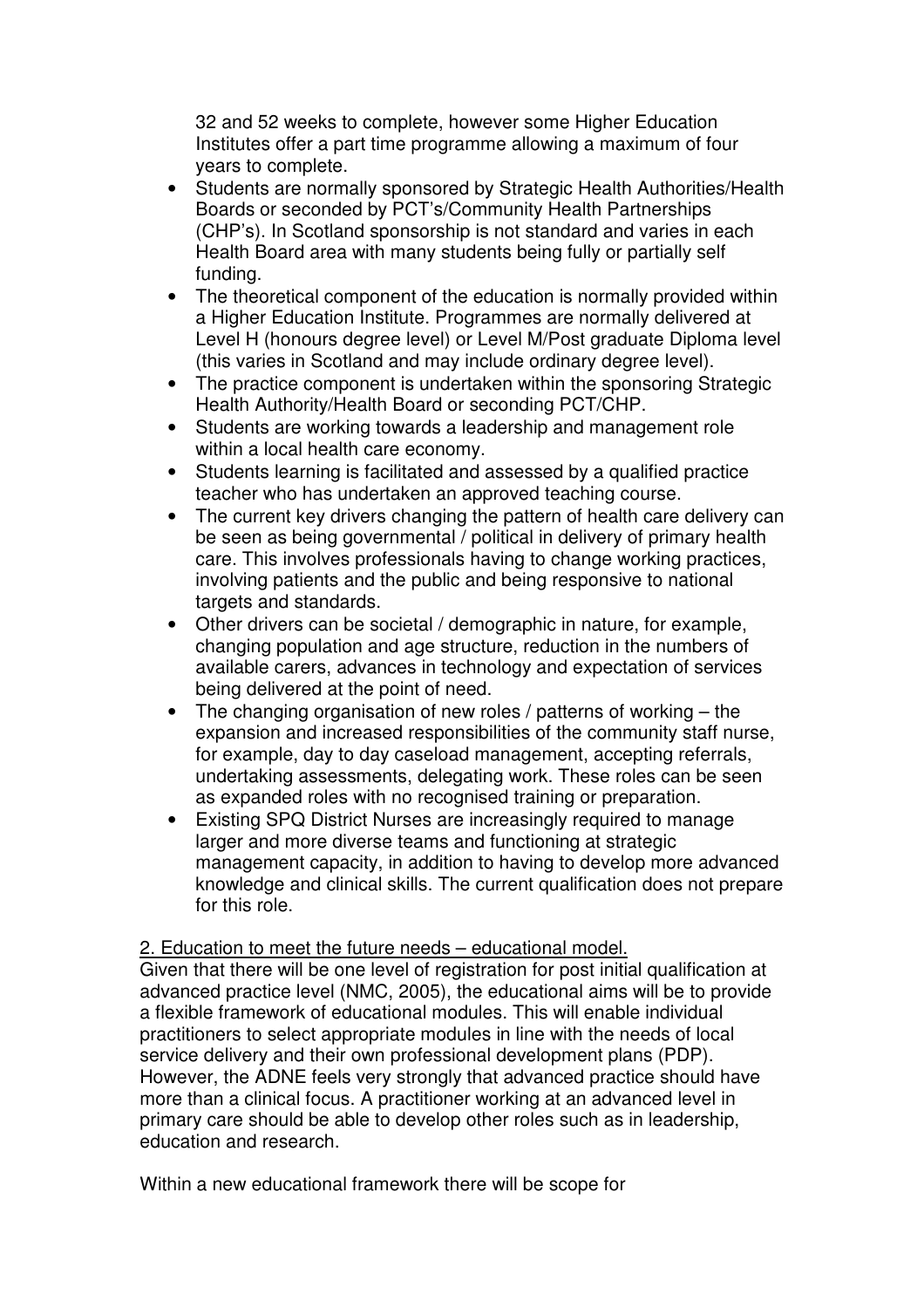32 and 52 weeks to complete, however some Higher Education Institutes offer a part time programme allowing a maximum of four years to complete.

- Students are normally sponsored by Strategic Health Authorities/Health Boards or seconded by PCT's/Community Health Partnerships (CHP's). In Scotland sponsorship is not standard and varies in each Health Board area with many students being fully or partially self funding.
- The theoretical component of the education is normally provided within a Higher Education Institute. Programmes are normally delivered at Level H (honours degree level) or Level M/Post graduate Diploma level (this varies in Scotland and may include ordinary degree level).
- The practice component is undertaken within the sponsoring Strategic Health Authority/Health Board or seconding PCT/CHP.
- Students are working towards a leadership and management role within a local health care economy.
- Students learning is facilitated and assessed by a qualified practice teacher who has undertaken an approved teaching course.
- The current key drivers changing the pattern of health care delivery can be seen as being governmental / political in delivery of primary health care. This involves professionals having to change working practices, involving patients and the public and being responsive to national targets and standards.
- Other drivers can be societal / demographic in nature, for example, changing population and age structure, reduction in the numbers of available carers, advances in technology and expectation of services being delivered at the point of need.
- The changing organisation of new roles / patterns of working – the expansion and increased responsibilities of the community staff nurse, for example, day to day caseload management, accepting referrals, undertaking assessments, delegating work. These roles can be seen as expanded roles with no recognised training or preparation.
- Existing SPQ District Nurses are increasingly required to manage larger and more diverse teams and functioning at strategic management capacity, in addition to having to develop more advanced knowledge and clinical skills. The current qualification does not prepare for this role.

2. Education to meet the future needs – educational model.

Given that there will be one level of registration for post initial qualification at advanced practice level (NMC, 2005), the educational aims will be to provide a flexible framework of educational modules. This will enable individual practitioners to select appropriate modules in line with the needs of local service delivery and their own professional development plans (PDP). However, the ADNE feels very strongly that advanced practice should have more than a clinical focus. A practitioner working at an advanced level in primary care should be able to develop other roles such as in leadership, education and research.

Within a new educational framework there will be scope for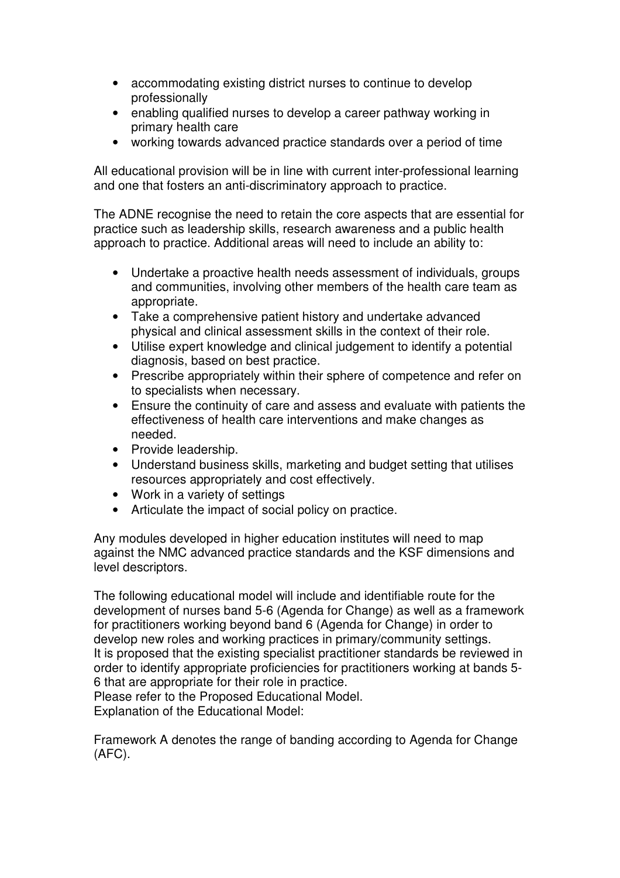- accommodating existing district nurses to continue to develop professionally
- enabling qualified nurses to develop a career pathway working in primary health care
- working towards advanced practice standards over a period of time

All educational provision will be in line with current inter-professional learning and one that fosters an anti-discriminatory approach to practice.

The ADNE recognise the need to retain the core aspects that are essential for practice such as leadership skills, research awareness and a public health approach to practice. Additional areas will need to include an ability to:

- Undertake a proactive health needs assessment of individuals, groups and communities, involving other members of the health care team as appropriate.
- Take a comprehensive patient history and undertake advanced physical and clinical assessment skills in the context of their role.
- Utilise expert knowledge and clinical judgement to identify a potential diagnosis, based on best practice.
- Prescribe appropriately within their sphere of competence and refer on to specialists when necessary.
- Ensure the continuity of care and assess and evaluate with patients the effectiveness of health care interventions and make changes as needed.
- Provide leadership.
- Understand business skills, marketing and budget setting that utilises resources appropriately and cost effectively.
- Work in a variety of settings
- Articulate the impact of social policy on practice.

Any modules developed in higher education institutes will need to map against the NMC advanced practice standards and the KSF dimensions and level descriptors.

The following educational model will include and identifiable route for the development of nurses band 5-6 (Agenda for Change) as well as a framework for practitioners working beyond band 6 (Agenda for Change) in order to develop new roles and working practices in primary/community settings.
It is proposed that the existing specialist practitioner standards be reviewed in order to identify appropriate proficiencies for practitioners working at bands 5-6 that are appropriate for their role in practice.
Please refer to the Proposed Educational Model.
Explanation of the Educational Model:

Framework A denotes the range of banding according to Agenda for Change (AFC).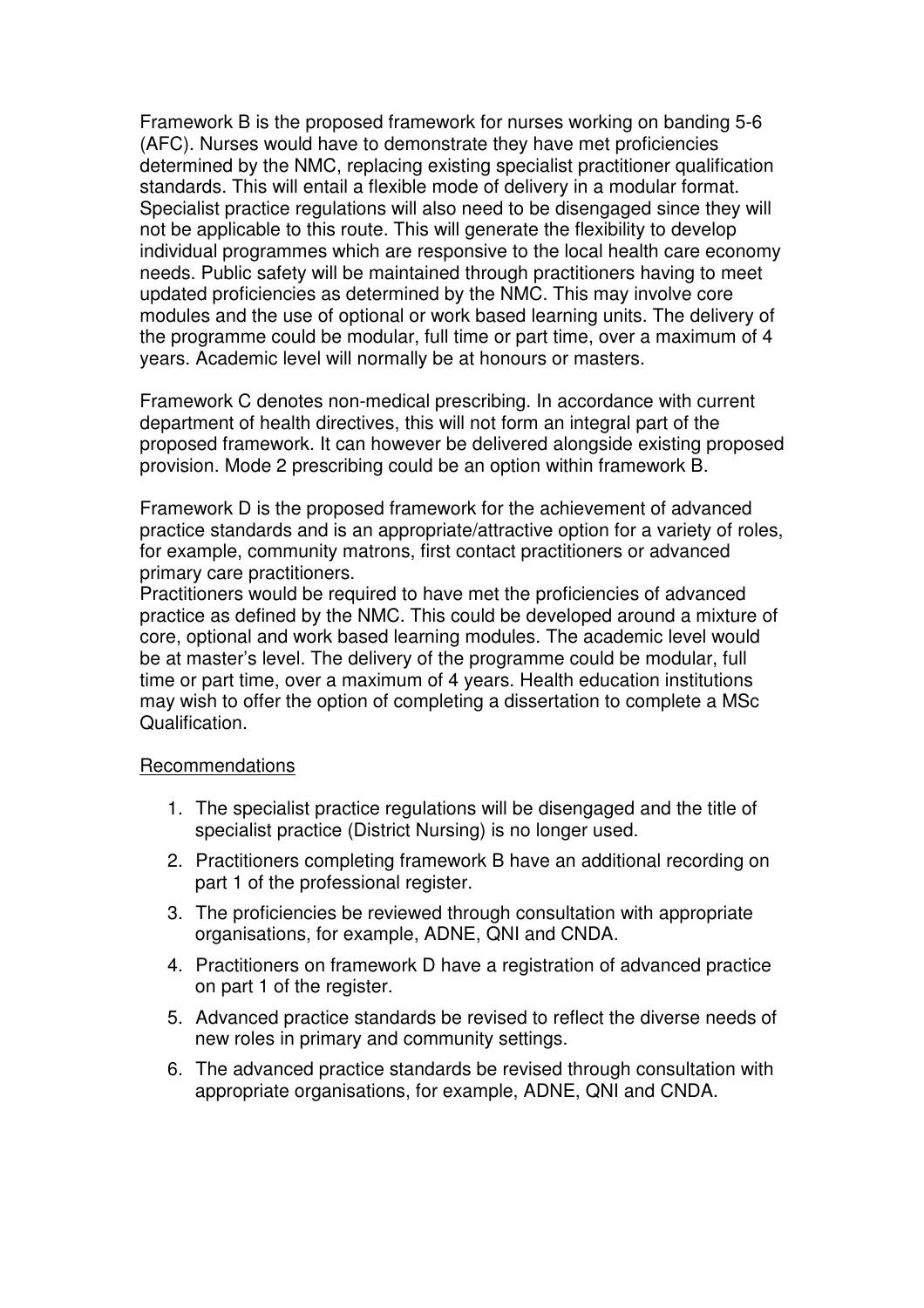Framework B is the proposed framework for nurses working on banding 5-6 (AFC). Nurses would have to demonstrate they have met proficiencies determined by the NMC, replacing existing specialist practitioner qualification standards. This will entail a flexible mode of delivery in a modular format. Specialist practice regulations will also need to be disengaged since they will not be applicable to this route. This will generate the flexibility to develop individual programmes which are responsive to the local health care economy needs. Public safety will be maintained through practitioners having to meet updated proficiencies as determined by the NMC. This may involve core modules and the use of optional or work based learning units. The delivery of the programme could be modular, full time or part time, over a maximum of 4 years. Academic level will normally be at honours or masters.

Framework C denotes non-medical prescribing. In accordance with current department of health directives, this will not form an integral part of the proposed framework. It can however be delivered alongside existing proposed provision. Mode 2 prescribing could be an option within framework B.

Framework D is the proposed framework for the achievement of advanced practice standards and is an appropriate/attractive option for a variety of roles, for example, community matrons, first contact practitioners or advanced primary care practitioners.
Practitioners would be required to have met the proficiencies of advanced practice as defined by the NMC. This could be developed around a mixture of core, optional and work based learning modules. The academic level would be at master's level. The delivery of the programme could be modular, full time or part time, over a maximum of 4 years. Health education institutions may wish to offer the option of completing a dissertation to complete a MSc Qualification.

<u>Recommendations</u>

1. The specialist practice regulations will be disengaged and the title of specialist practice (District Nursing) is no longer used.
2. Practitioners completing framework B have an additional recording on part 1 of the professional register.
3. The proficiencies be reviewed through consultation with appropriate organisations, for example, ADNE, QNI and CNDA.
4. Practitioners on framework D have a registration of advanced practice on part 1 of the register.
5. Advanced practice standards be revised to reflect the diverse needs of new roles in primary and community settings.
6. The advanced practice standards be revised through consultation with appropriate organisations, for example, ADNE, QNI and CNDA.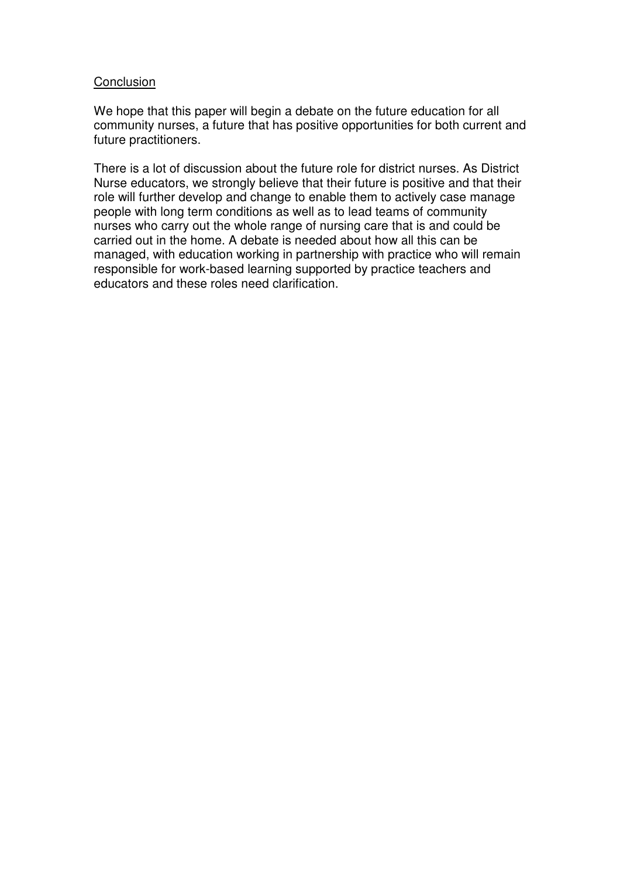## Conclusion

We hope that this paper will begin a debate on the future education for all community nurses, a future that has positive opportunities for both current and future practitioners.

There is a lot of discussion about the future role for district nurses. As District Nurse educators, we strongly believe that their future is positive and that their role will further develop and change to enable them to actively case manage people with long term conditions as well as to lead teams of community nurses who carry out the whole range of nursing care that is and could be carried out in the home. A debate is needed about how all this can be managed, with education working in partnership with practice who will remain responsible for work-based learning supported by practice teachers and educators and these roles need clarification.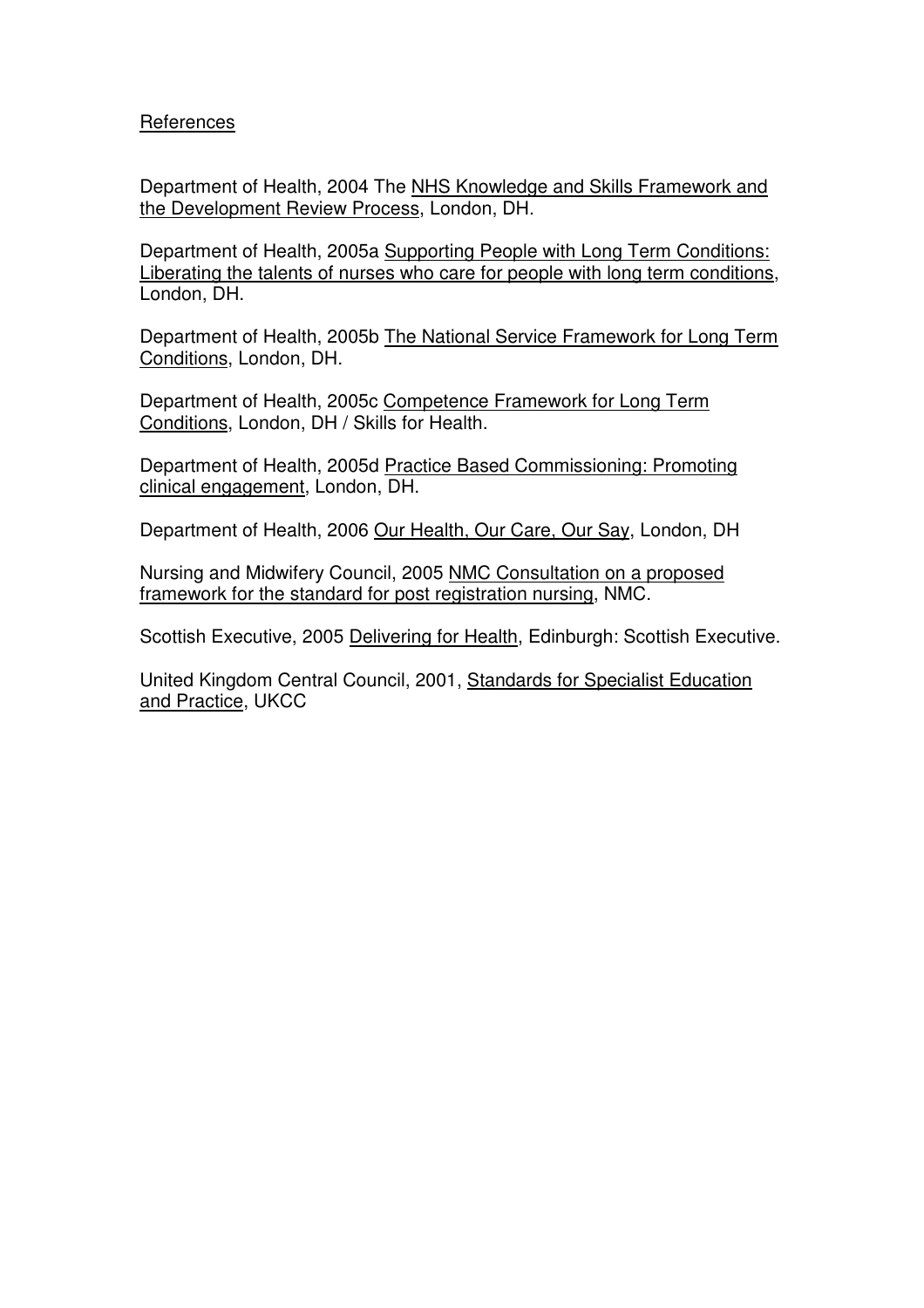## References

Department of Health, 2004 The NHS Knowledge and Skills Framework and the Development Review Process, London, DH.

Department of Health, 2005a Supporting People with Long Term Conditions: Liberating the talents of nurses who care for people with long term conditions, London, DH.

Department of Health, 2005b The National Service Framework for Long Term Conditions, London, DH.

Department of Health, 2005c Competence Framework for Long Term Conditions, London, DH / Skills for Health.

Department of Health, 2005d Practice Based Commissioning: Promoting clinical engagement, London, DH.

Department of Health, 2006 Our Health, Our Care, Our Say, London, DH

Nursing and Midwifery Council, 2005 NMC Consultation on a proposed framework for the standard for post registration nursing, NMC.

Scottish Executive, 2005 Delivering for Health, Edinburgh: Scottish Executive.

United Kingdom Central Council, 2001, Standards for Specialist Education and Practice, UKCC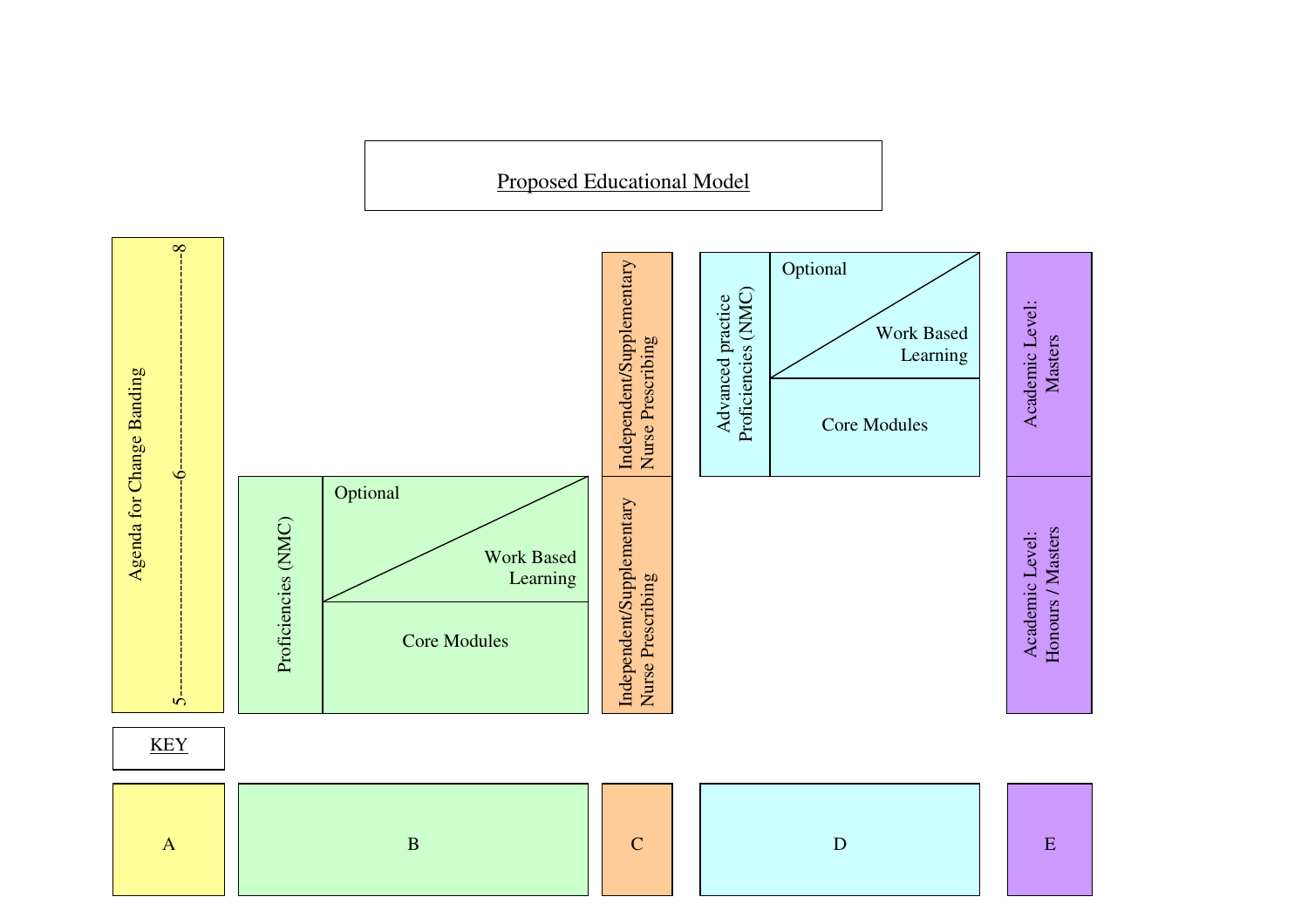## Proposed Educational Model

Agenda for Change Banding

5 — 6 — 8

Proficiencies (NMC)

Optional

Work Based Learning

Core Modules

Independent/Supplementary Nurse Prescribing

Independent/Supplementary Nurse Prescribing

Advanced practice Proficiencies (NMC)

Optional

Work Based Learning

Core Modules

Academic Level: Masters

Academic Level: Honours / Masters

KEY

A

B

C

D

E